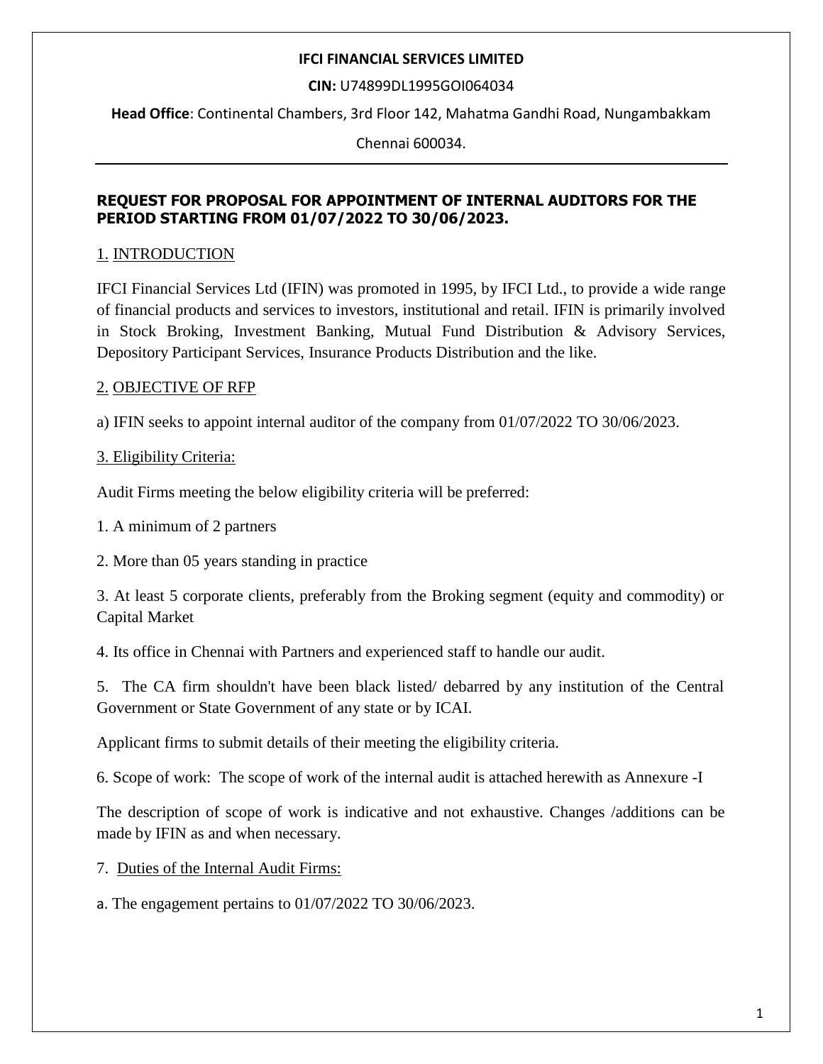**IFCI FINANCIAL SERVICES LIMITED**

**CIN:** U74899DL1995GOI064034

**Head Office**: Continental Chambers, 3rd Floor 142, Mahatma Gandhi Road, Nungambakkam Chennai 600034.

---

## REQUEST FOR PROPOSAL FOR APPOINTMENT OF INTERNAL AUDITORS FOR THE PERIOD STARTING FROM 01/07/2022 TO 30/06/2023.

### 1. INTRODUCTION

IFCI Financial Services Ltd (IFIN) was promoted in 1995, by IFCI Ltd., to provide a wide range of financial products and services to investors, institutional and retail. IFIN is primarily involved in Stock Broking, Investment Banking, Mutual Fund Distribution & Advisory Services, Depository Participant Services, Insurance Products Distribution and the like.

### 2. OBJECTIVE OF RFP

a) IFIN seeks to appoint internal auditor of the company from 01/07/2022 TO 30/06/2023.

### 3. Eligibility Criteria:

Audit Firms meeting the below eligibility criteria will be preferred:

1. A minimum of 2 partners
2. More than 05 years standing in practice
3. At least 5 corporate clients, preferably from the Broking segment (equity and commodity) or Capital Market
4. Its office in Chennai with Partners and experienced staff to handle our audit.
5. The CA firm shouldn't have been black listed/ debarred by any institution of the Central Government or State Government of any state or by ICAI.

Applicant firms to submit details of their meeting the eligibility criteria.

6. Scope of work: The scope of work of the internal audit is attached herewith as Annexure -I

The description of scope of work is indicative and not exhaustive. Changes /additions can be made by IFIN as and when necessary.

7. Duties of the Internal Audit Firms:

a. The engagement pertains to 01/07/2022 TO 30/06/2023.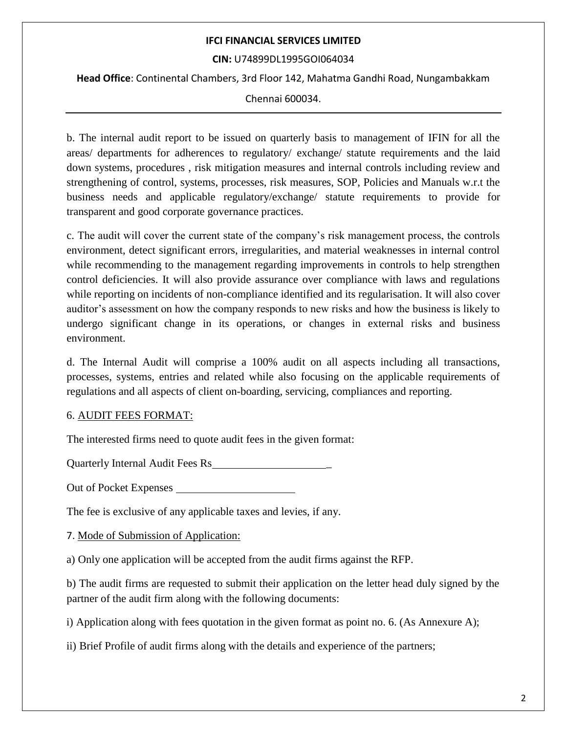b. The internal audit report to be issued on quarterly basis to management of IFIN for all the areas/ departments for adherences to regulatory/ exchange/ statute requirements and the laid down systems, procedures , risk mitigation measures and internal controls including review and strengthening of control, systems, processes, risk measures, SOP, Policies and Manuals w.r.t the business needs and applicable regulatory/exchange/ statute requirements to provide for transparent and good corporate governance practices.

c. The audit will cover the current state of the company's risk management process, the controls environment, detect significant errors, irregularities, and material weaknesses in internal control while recommending to the management regarding improvements in controls to help strengthen control deficiencies. It will also provide assurance over compliance with laws and regulations while reporting on incidents of non-compliance identified and its regularisation. It will also cover auditor's assessment on how the company responds to new risks and how the business is likely to undergo significant change in its operations, or changes in external risks and business environment.

d. The Internal Audit will comprise a 100% audit on all aspects including all transactions, processes, systems, entries and related while also focusing on the applicable requirements of regulations and all aspects of client on-boarding, servicing, compliances and reporting.

6. <u>AUDIT FEES FORMAT:</u>

The interested firms need to quote audit fees in the given format:

Quarterly Internal Audit Fees Rs______________________

Out of Pocket Expenses ______________________

The fee is exclusive of any applicable taxes and levies, if any.

7. <u>Mode of Submission of Application:</u>

a) Only one application will be accepted from the audit firms against the RFP.

b) The audit firms are requested to submit their application on the letter head duly signed by the partner of the audit firm along with the following documents:

i) Application along with fees quotation in the given format as point no. 6. (As Annexure A);

ii) Brief Profile of audit firms along with the details and experience of the partners;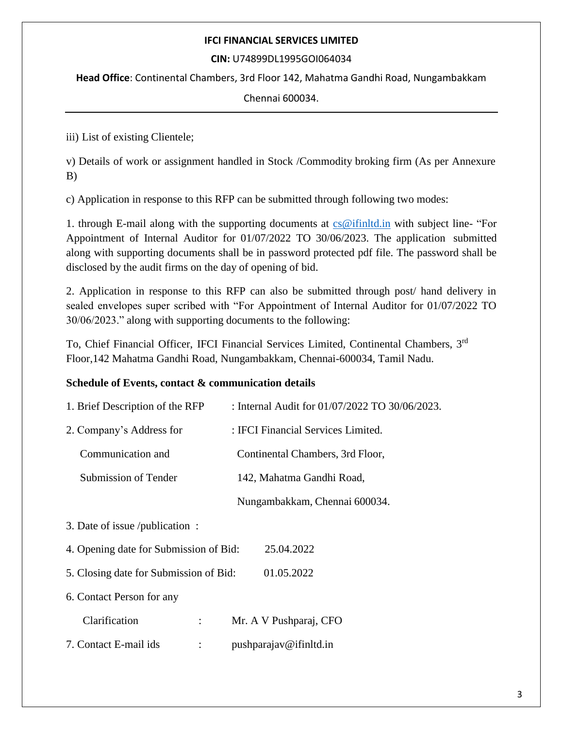iii) List of existing Clientele;

v) Details of work or assignment handled in Stock /Commodity broking firm (As per Annexure B)

c) Application in response to this RFP can be submitted through following two modes:

1. through E-mail along with the supporting documents at cs@ifinltd.in with subject line- "For Appointment of Internal Auditor for 01/07/2022 TO 30/06/2023. The application submitted along with supporting documents shall be in password protected pdf file. The password shall be disclosed by the audit firms on the day of opening of bid.

2. Application in response to this RFP can also be submitted through post/ hand delivery in sealed envelopes super scribed with "For Appointment of Internal Auditor for 01/07/2022 TO 30/06/2023." along with supporting documents to the following:

To, Chief Financial Officer, IFCI Financial Services Limited, Continental Chambers, 3rd Floor,142 Mahatma Gandhi Road, Nungambakkam, Chennai-600034, Tamil Nadu.

**Schedule of Events, contact & communication details**

1. Brief Description of the RFP : Internal Audit for 01/07/2022 TO 30/06/2023.

2. Company's Address for Communication and Submission of Tender : IFCI Financial Services Limited. Continental Chambers, 3rd Floor, 142, Mahatma Gandhi Road, Nungambakkam, Chennai 600034.

3. Date of issue /publication :

4. Opening date for Submission of Bid: 25.04.2022

5. Closing date for Submission of Bid: 01.05.2022

6. Contact Person for any Clarification : Mr. A V Pushparaj, CFO

7. Contact E-mail ids : pushparajav@ifinltd.in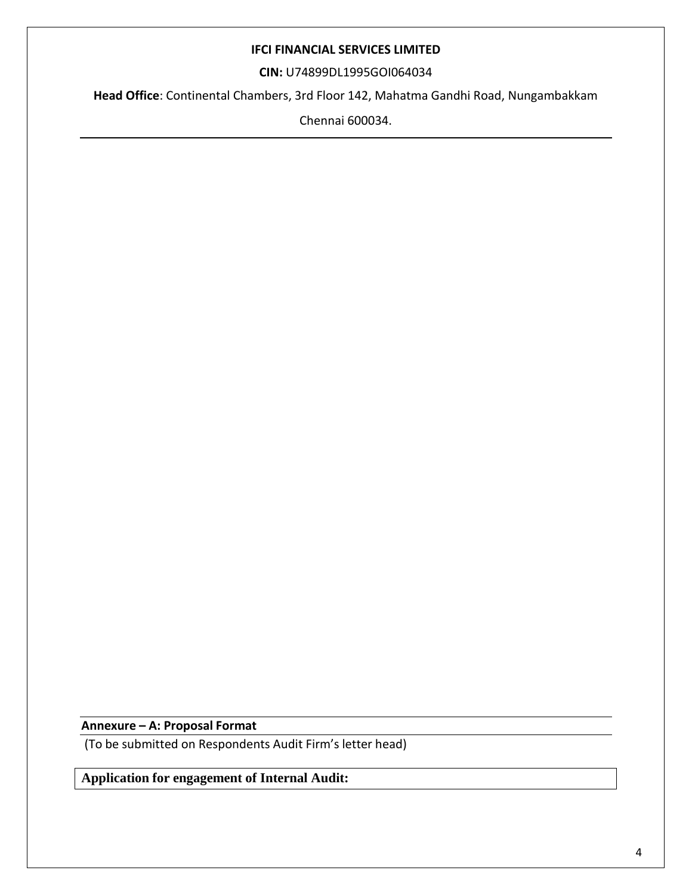**IFCI FINANCIAL SERVICES LIMITED**

**CIN:** U74899DL1995GOI064034

**Head Office**: Continental Chambers, 3rd Floor 142, Mahatma Gandhi Road, Nungambakkam

Chennai 600034.

---

**Annexure – A: Proposal Format**

(To be submitted on Respondents Audit Firm's letter head)

**Application for engagement of Internal Audit:**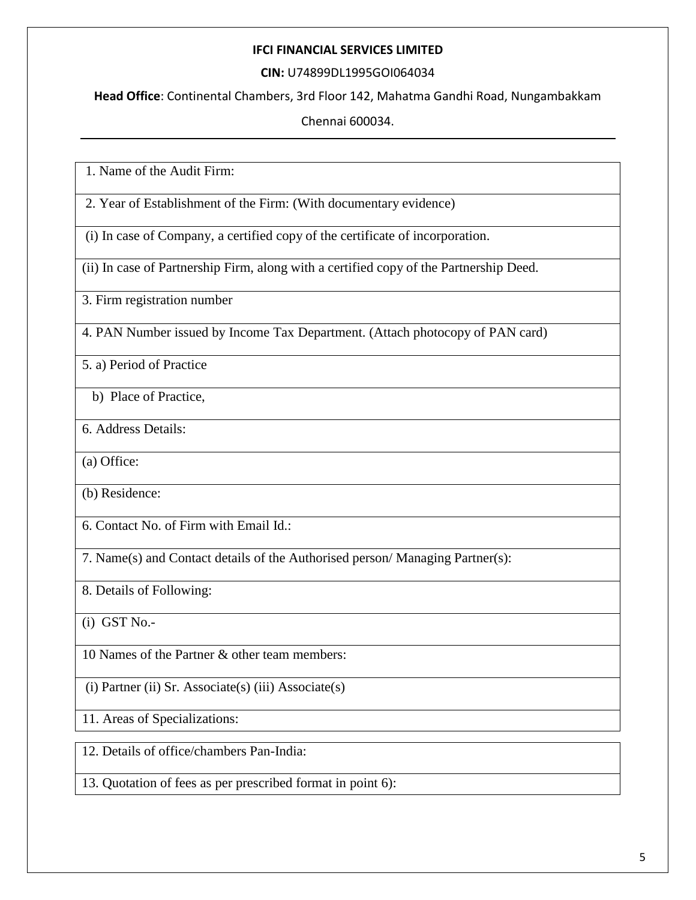**IFCI FINANCIAL SERVICES LIMITED**

**CIN:** U74899DL1995GOI064034

**Head Office**: Continental Chambers, 3rd Floor 142, Mahatma Gandhi Road, Nungambakkam Chennai 600034.

| 1. Name of the Audit Firm: |
|---|
| 2. Year of Establishment of the Firm: (With documentary evidence) |
| (i) In case of Company, a certified copy of the certificate of incorporation. |
| (ii) In case of Partnership Firm, along with a certified copy of the Partnership Deed. |
| 3. Firm registration number |
| 4. PAN Number issued by Income Tax Department. (Attach photocopy of PAN card) |
| 5. a) Period of Practice |
| b) Place of Practice, |
| 6. Address Details: |
| (a) Office: |
| (b) Residence: |
| 6. Contact No. of Firm with Email Id.: |
| 7. Name(s) and Contact details of the Authorised person/ Managing Partner(s): |
| 8. Details of Following: |
| (i) GST No.- |
| 10 Names of the Partner & other team members: |
| (i) Partner (ii) Sr. Associate(s) (iii) Associate(s) |
| 11. Areas of Specializations: |
| 12. Details of office/chambers Pan-India: |
| 13. Quotation of fees as per prescribed format in point 6): |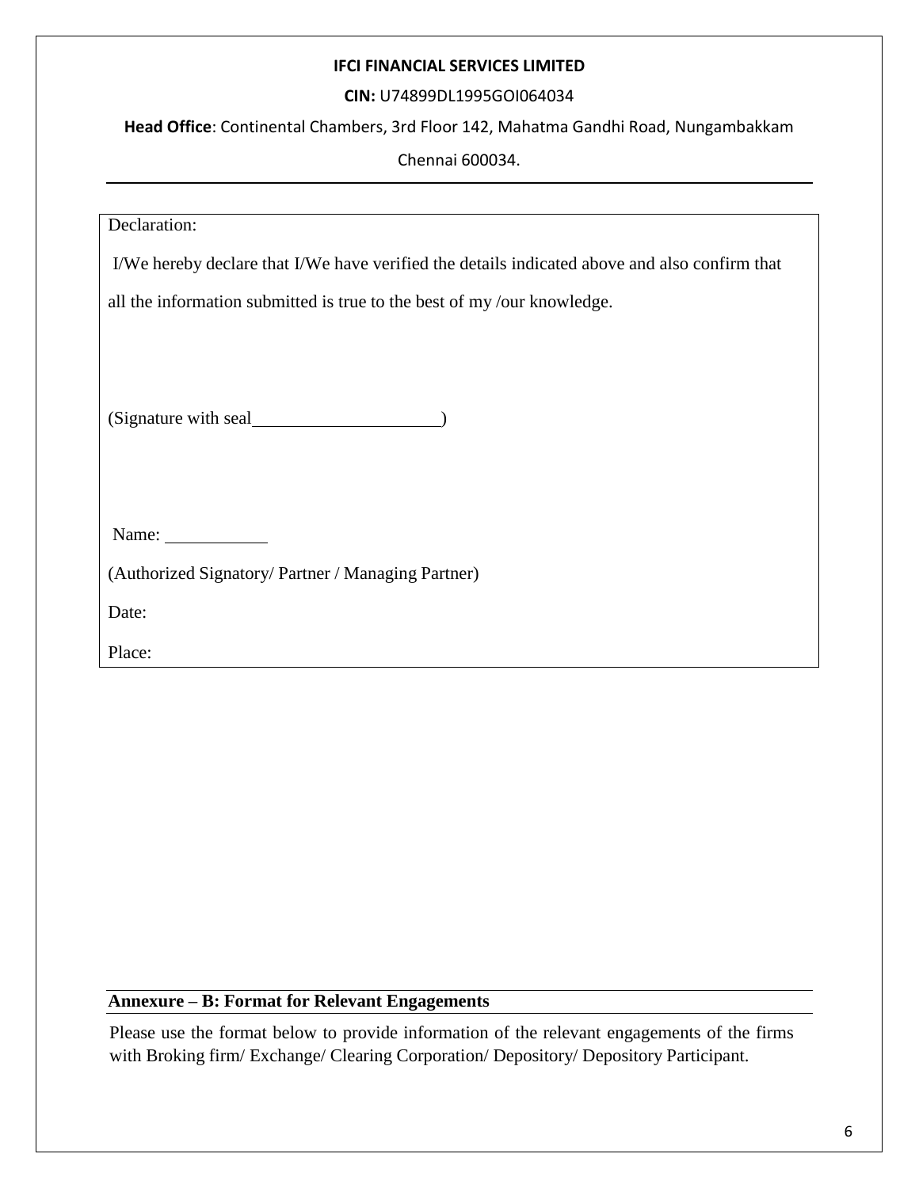Declaration:

I/We hereby declare that I/We have verified the details indicated above and also confirm that all the information submitted is true to the best of my /our knowledge.

(Signature with seal_____________________)

Name: ___________

(Authorized Signatory/ Partner / Managing Partner)

Date:

Place:

## Annexure – B: Format for Relevant Engagements

Please use the format below to provide information of the relevant engagements of the firms with Broking firm/ Exchange/ Clearing Corporation/ Depository/ Depository Participant.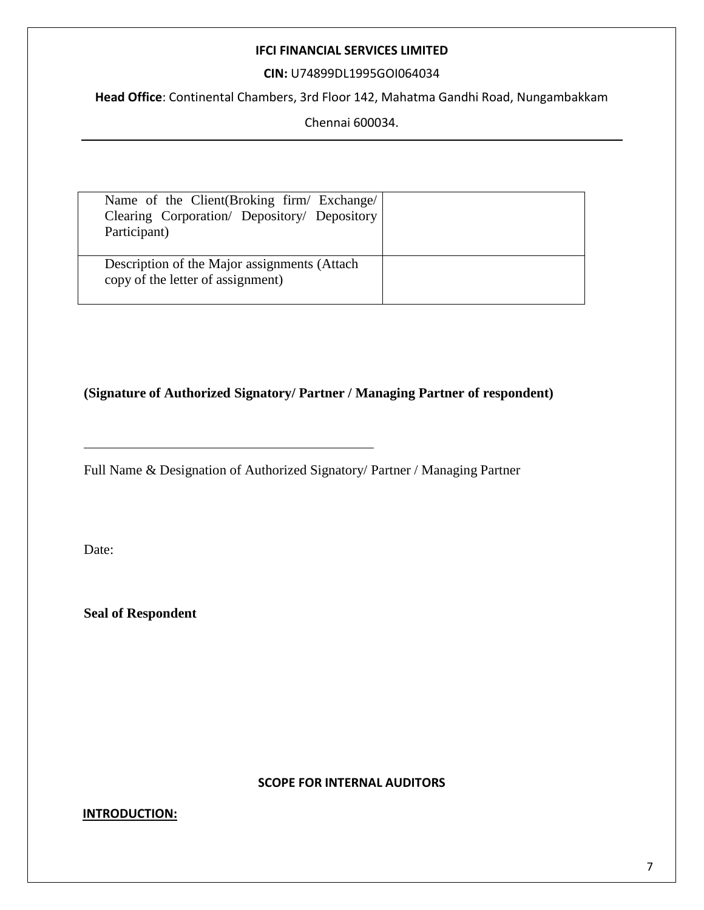**IFCI FINANCIAL SERVICES LIMITED**

**CIN:** U74899DL1995GOI064034

**Head Office**: Continental Chambers, 3rd Floor 142, Mahatma Gandhi Road, Nungambakkam

Chennai 600034.

| Name of the Client(Broking firm/ Exchange/ Clearing Corporation/ Depository/ Depository Participant) | |
| --- | --- |
| Description of the Major assignments (Attach copy of the letter of assignment) | |

**(Signature of Authorized Signatory/ Partner / Managing Partner of respondent)**

\_\_\_\_\_\_\_\_\_\_\_\_\_\_\_\_\_\_\_\_\_\_\_\_\_\_\_\_\_\_\_\_\_\_\_\_\_\_\_\_

Full Name & Designation of Authorized Signatory/ Partner / Managing Partner

Date:

**Seal of Respondent**

## SCOPE FOR INTERNAL AUDITORS

**INTRODUCTION:**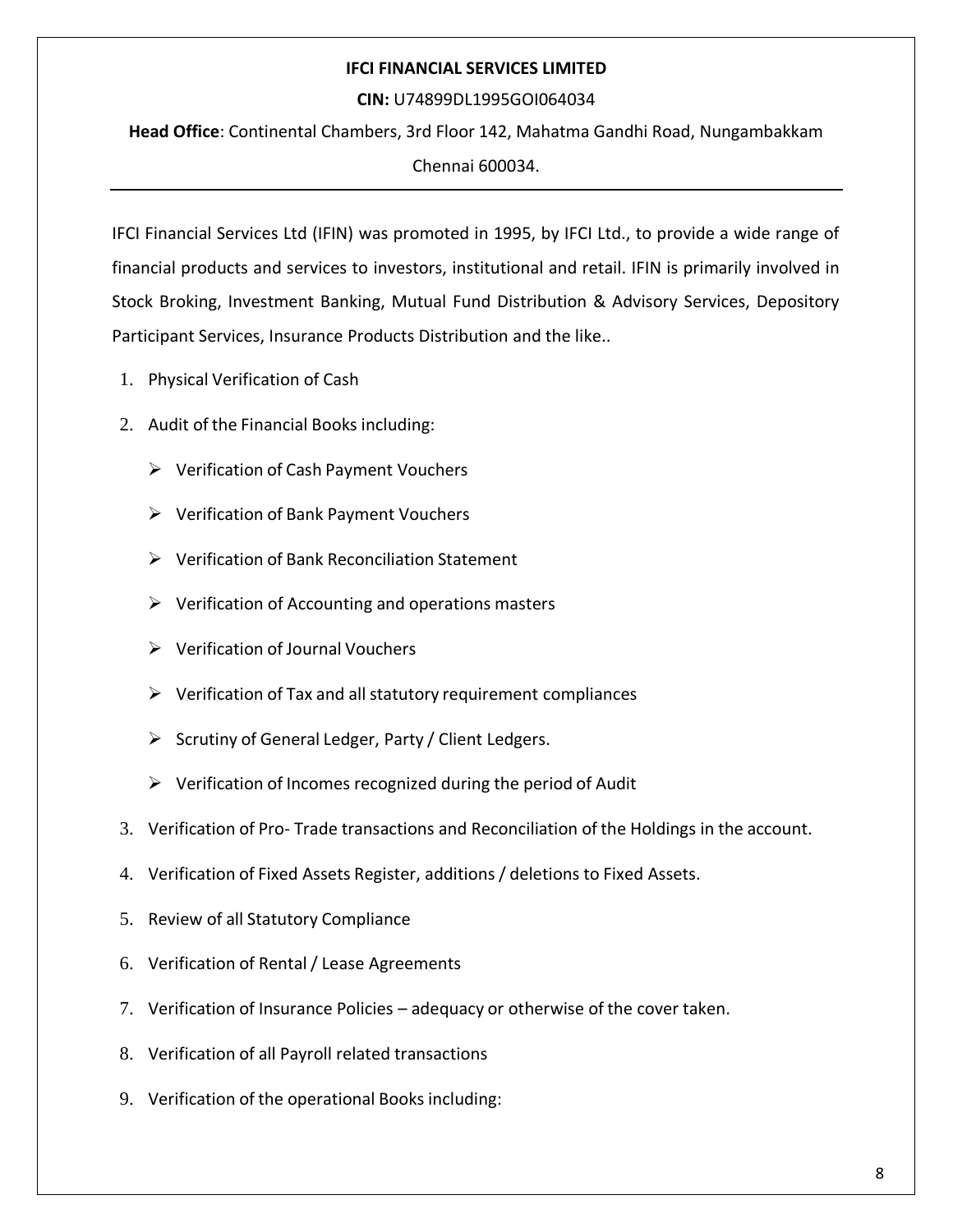**IFCI FINANCIAL SERVICES LIMITED**

**CIN:** U74899DL1995GOI064034

**Head Office**: Continental Chambers, 3rd Floor 142, Mahatma Gandhi Road, Nungambakkam Chennai 600034.

---

IFCI Financial Services Ltd (IFIN) was promoted in 1995, by IFCI Ltd., to provide a wide range of financial products and services to investors, institutional and retail. IFIN is primarily involved in Stock Broking, Investment Banking, Mutual Fund Distribution & Advisory Services, Depository Participant Services, Insurance Products Distribution and the like..

1. Physical Verification of Cash
2. Audit of the Financial Books including:
   - Verification of Cash Payment Vouchers
   - Verification of Bank Payment Vouchers
   - Verification of Bank Reconciliation Statement
   - Verification of Accounting and operations masters
   - Verification of Journal Vouchers
   - Verification of Tax and all statutory requirement compliances
   - Scrutiny of General Ledger, Party / Client Ledgers.
   - Verification of Incomes recognized during the period of Audit
3. Verification of Pro- Trade transactions and Reconciliation of the Holdings in the account.
4. Verification of Fixed Assets Register, additions / deletions to Fixed Assets.
5. Review of all Statutory Compliance
6. Verification of Rental / Lease Agreements
7. Verification of Insurance Policies – adequacy or otherwise of the cover taken.
8. Verification of all Payroll related transactions
9. Verification of the operational Books including: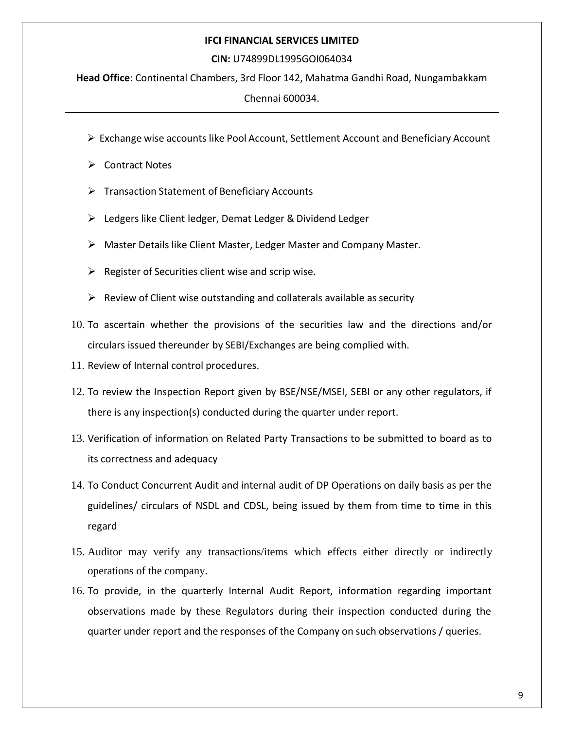- Exchange wise accounts like Pool Account, Settlement Account and Beneficiary Account
- Contract Notes
- Transaction Statement of Beneficiary Accounts
- Ledgers like Client ledger, Demat Ledger & Dividend Ledger
- Master Details like Client Master, Ledger Master and Company Master.
- Register of Securities client wise and scrip wise.
- Review of Client wise outstanding and collaterals available as security

10. To ascertain whether the provisions of the securities law and the directions and/or circulars issued thereunder by SEBI/Exchanges are being complied with.
11. Review of Internal control procedures.
12. To review the Inspection Report given by BSE/NSE/MSEI, SEBI or any other regulators, if there is any inspection(s) conducted during the quarter under report.
13. Verification of information on Related Party Transactions to be submitted to board as to its correctness and adequacy
14. To Conduct Concurrent Audit and internal audit of DP Operations on daily basis as per the guidelines/ circulars of NSDL and CDSL, being issued by them from time to time in this regard
15. Auditor may verify any transactions/items which effects either directly or indirectly operations of the company.
16. To provide, in the quarterly Internal Audit Report, information regarding important observations made by these Regulators during their inspection conducted during the quarter under report and the responses of the Company on such observations / queries.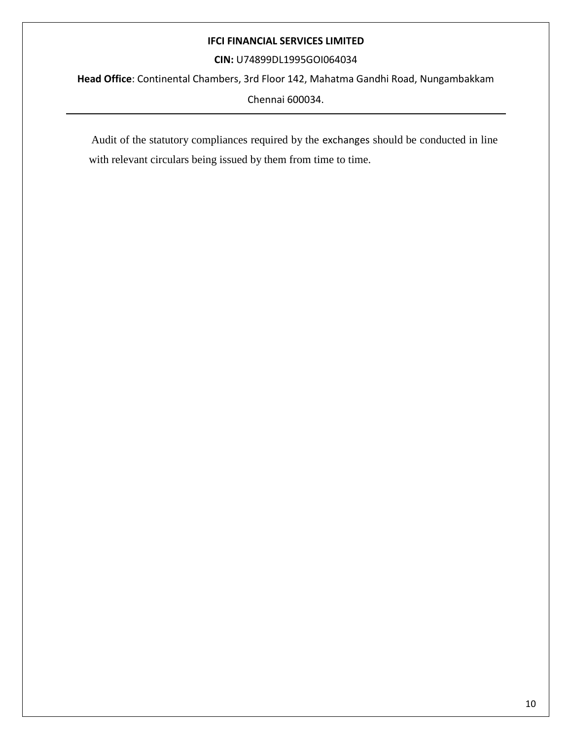Audit of the statutory compliances required by the exchanges should be conducted in line with relevant circulars being issued by them from time to time.